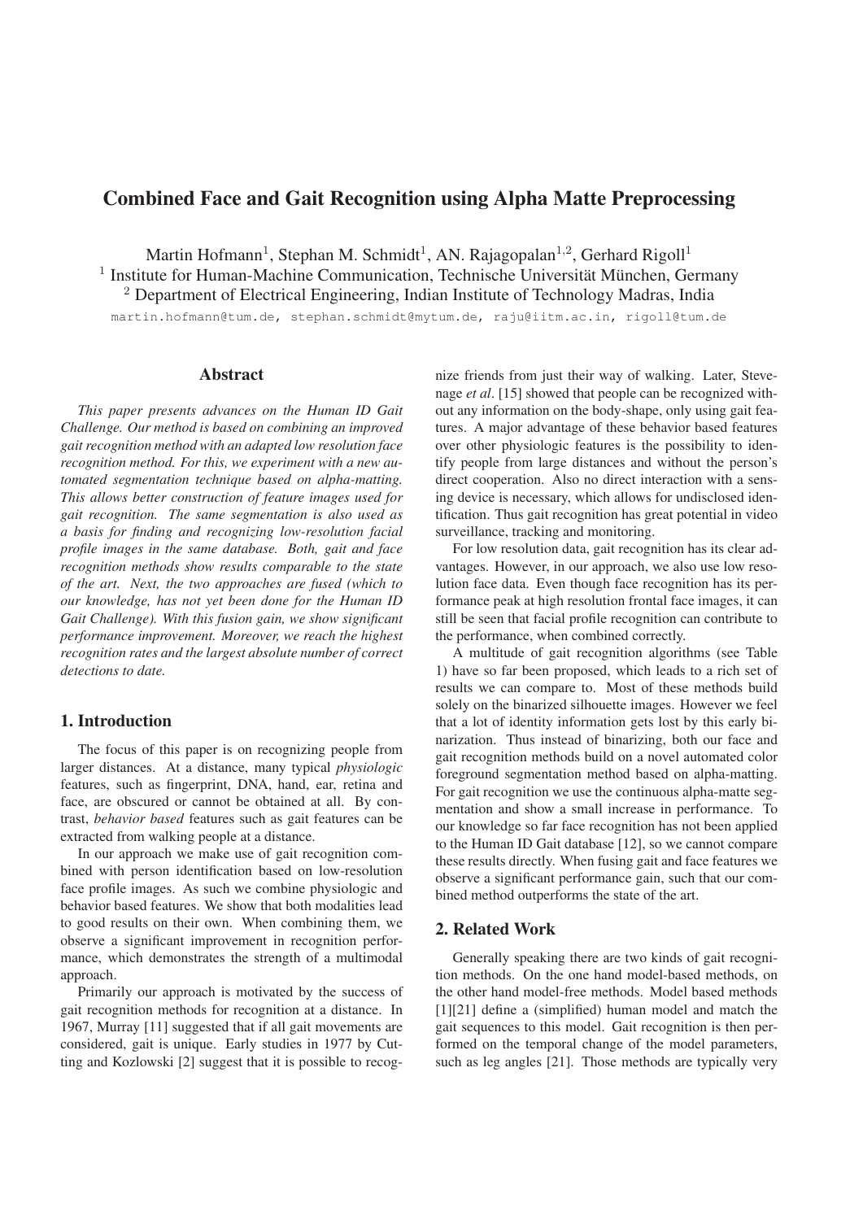# Combined Face and Gait Recognition using Alpha Matte Preprocessing

Martin Hofmann[1], Stephan M. Schmidt[1], AN. Rajagopalan[1,2], Gerhard Rigoll[1]

[1] Institute for Human-Machine Communication, Technische Universität München, Germany

[2] Department of Electrical Engineering, Indian Institute of Technology Madras, India

martin.hofmann@tum.de, stephan.schmidt@mytum.de, raju@iitm.ac.in, rigoll@tum.de

## Abstract

*This paper presents advances on the Human ID Gait Challenge. Our method is based on combining an improved gait recognition method with an adapted low resolution face recognition method. For this, we experiment with a new automated segmentation technique based on alpha-matting. This allows better construction of feature images used for gait recognition. The same segmentation is also used as a basis for finding and recognizing low-resolution facial profile images in the same database. Both, gait and face recognition methods show results comparable to the state of the art. Next, the two approaches are fused (which to our knowledge, has not yet been done for the Human ID Gait Challenge). With this fusion gain, we show significant performance improvement. Moreover, we reach the highest recognition rates and the largest absolute number of correct detections to date.*

## 1. Introduction

The focus of this paper is on recognizing people from larger distances. At a distance, many typical *physiologic* features, such as fingerprint, DNA, hand, ear, retina and face, are obscured or cannot be obtained at all. By contrast, *behavior based* features such as gait features can be extracted from walking people at a distance.

In our approach we make use of gait recognition combined with person identification based on low-resolution face profile images. As such we combine physiologic and behavior based features. We show that both modalities lead to good results on their own. When combining them, we observe a significant improvement in recognition performance, which demonstrates the strength of a multimodal approach.

Primarily our approach is motivated by the success of gait recognition methods for recognition at a distance. In 1967, Murray [11] suggested that if all gait movements are considered, gait is unique. Early studies in 1977 by Cutting and Kozlowski [2] suggest that it is possible to recognize friends from just their way of walking. Later, Stevenage *et al*. [15] showed that people can be recognized without any information on the body-shape, only using gait features. A major advantage of these behavior based features over other physiologic features is the possibility to identify people from large distances and without the person's direct cooperation. Also no direct interaction with a sensing device is necessary, which allows for undisclosed identification. Thus gait recognition has great potential in video surveillance, tracking and monitoring.

For low resolution data, gait recognition has its clear advantages. However, in our approach, we also use low resolution face data. Even though face recognition has its performance peak at high resolution frontal face images, it can still be seen that facial profile recognition can contribute to the performance, when combined correctly.

A multitude of gait recognition algorithms (see Table 1) have so far been proposed, which leads to a rich set of results we can compare to. Most of these methods build solely on the binarized silhouette images. However we feel that a lot of identity information gets lost by this early binarization. Thus instead of binarizing, both our face and gait recognition methods build on a novel automated color foreground segmentation method based on alpha-matting. For gait recognition we use the continuous alpha-matte segmentation and show a small increase in performance. To our knowledge so far face recognition has not been applied to the Human ID Gait database [12], so we cannot compare these results directly. When fusing gait and face features we observe a significant performance gain, such that our combined method outperforms the state of the art.

## 2. Related Work

Generally speaking there are two kinds of gait recognition methods. On the one hand model-based methods, on the other hand model-free methods. Model based methods [1][21] define a (simplified) human model and match the gait sequences to this model. Gait recognition is then performed on the temporal change of the model parameters, such as leg angles [21]. Those methods are typically very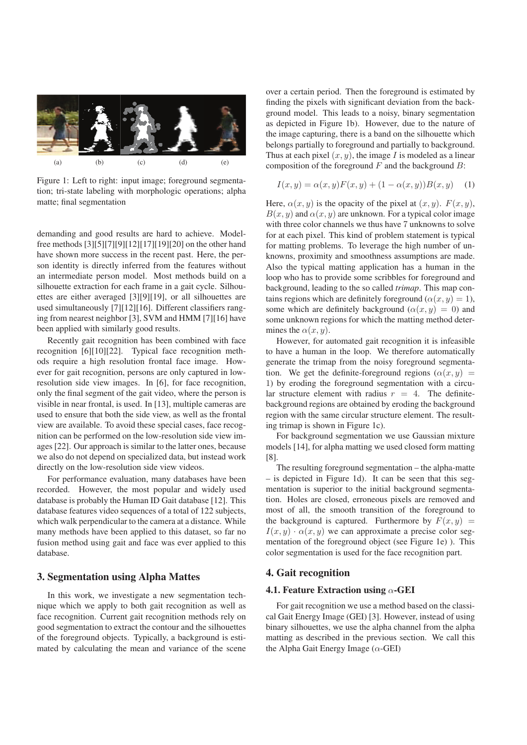(a) (b) (c) (d) (e)

Figure 1: Left to right: input image; foreground segmentation; tri-state labeling with morphologic operations; alpha matte; final segmentation

demanding and good results are hard to achieve. Model-free methods [3][5][7][9][12][17][19][20] on the other hand have shown more success in the recent past. Here, the person identity is directly inferred from the features without an intermediate person model. Most methods build on a silhouette extraction for each frame in a gait cycle. Silhouettes are either averaged [3][9][19], or all silhouettes are used simultaneously [7][12][16]. Different classifiers ranging from nearest neighbor [3], SVM and HMM [7][16] have been applied with similarly good results.

Recently gait recognition has been combined with face recognition [6][10][22]. Typical face recognition methods require a high resolution frontal face image. However for gait recognition, persons are only captured in low-resolution side view images. In [6], for face recognition, only the final segment of the gait video, where the person is visible in near frontal, is used. In [13], multiple cameras are used to ensure that both the side view, as well as the frontal view are available. To avoid these special cases, face recognition can be performed on the low-resolution side view images [22]. Our approach is similar to the latter ones, because we also do not depend on specialized data, but instead work directly on the low-resolution side view videos.

For performance evaluation, many databases have been recorded. However, the most popular and widely used database is probably the Human ID Gait database [12]. This database features video sequences of a total of 122 subjects, which walk perpendicular to the camera at a distance. While many methods have been applied to this dataset, so far no fusion method using gait and face was ever applied to this database.

## 3. Segmentation using Alpha Mattes

In this work, we investigate a new segmentation technique which we apply to both gait recognition as well as face recognition. Current gait recognition methods rely on good segmentation to extract the contour and the silhouettes of the foreground objects. Typically, a background is estimated by calculating the mean and variance of the scene over a certain period. Then the foreground is estimated by finding the pixels with significant deviation from the background model. This leads to a noisy, binary segmentation as depicted in Figure 1b). However, due to the nature of the image capturing, there is a band on the silhouette which belongs partially to foreground and partially to background. Thus at each pixel $(x, y)$, the image $I$ is modeled as a linear composition of the foreground $F$ and the background $B$:

$$I(x, y) = \alpha(x, y)F(x, y) + (1 - \alpha(x, y))B(x, y) \quad (1)$$

Here, $\alpha(x, y)$ is the opacity of the pixel at $(x, y)$. $F(x, y)$, $B(x, y)$ and $\alpha(x, y)$ are unknown. For a typical color image with three color channels we thus have 7 unknowns to solve for at each pixel. This kind of problem statement is typical for matting problems. To leverage the high number of unknowns, proximity and smoothness assumptions are made. Also the typical matting application has a human in the loop who has to provide some scribbles for foreground and background, leading to the so called *trimap*. This map contains regions which are definitely foreground ($\alpha(x, y) = 1$), some which are definitely background ($\alpha(x, y) = 0$) and some unknown regions for which the matting method determines the $\alpha(x, y)$.

However, for automated gait recognition it is infeasible to have a human in the loop. We therefore automatically generate the trimap from the noisy foreground segmentation. We get the definite-foreground regions ($\alpha(x, y) = 1$) by eroding the foreground segmentation with a circular structure element with radius $r = 4$. The definite-background regions are obtained by eroding the background region with the same circular structure element. The resulting trimap is shown in Figure 1c).

For background segmentation we use Gaussian mixture models [14], for alpha matting we used closed form matting [8].

The resulting foreground segmentation – the alpha-matte – is depicted in Figure 1d). It can be seen that this segmentation is superior to the initial background segmentation. Holes are closed, erroneous pixels are removed and most of all, the smooth transition of the foreground to the background is captured. Furthermore by $F(x, y) = I(x, y) \cdot \alpha(x, y)$ we can approximate a precise color segmentation of the foreground object (see Figure 1e) ). This color segmentation is used for the face recognition part.

## 4. Gait recognition

### 4.1. Feature Extraction using $\alpha$-GEI

For gait recognition we use a method based on the classical Gait Energy Image (GEI) [3]. However, instead of using binary silhouettes, we use the alpha channel from the alpha matting as described in the previous section. We call this the Alpha Gait Energy Image ($\alpha$-GEI)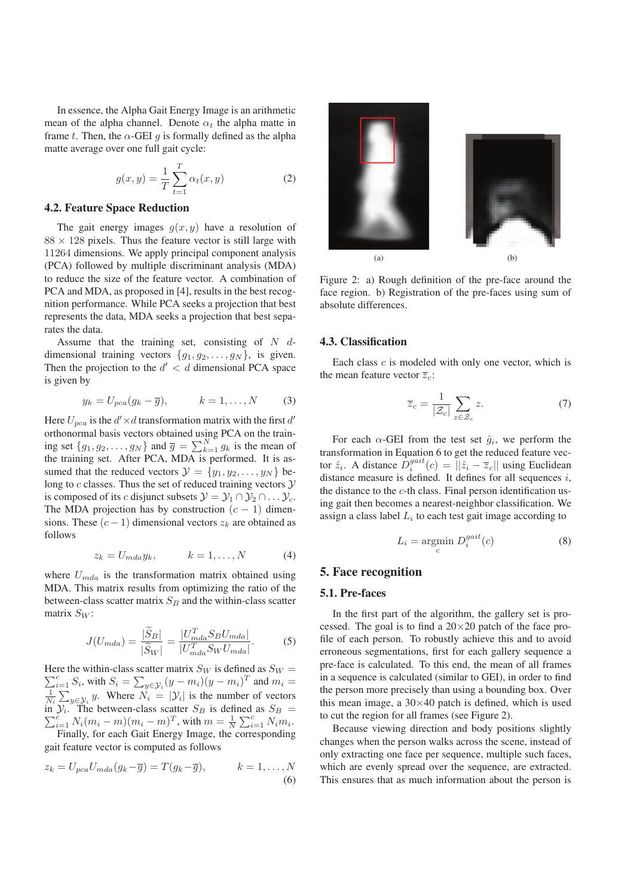In essence, the Alpha Gait Energy Image is an arithmetic mean of the alpha channel. Denote $\alpha_t$ the alpha matte in frame $t$. Then, the $\alpha$-GEI $g$ is formally defined as the alpha matte average over one full gait cycle:

$$g(x, y) = \frac{1}{T} \sum_{t=1}^{T} \alpha_t(x, y) \tag{2}$$

### 4.2. Feature Space Reduction

The gait energy images $g(x, y)$ have a resolution of $88 \times 128$ pixels. Thus the feature vector is still large with 11264 dimensions. We apply principal component analysis (PCA) followed by multiple discriminant analysis (MDA) to reduce the size of the feature vector. A combination of PCA and MDA, as proposed in [4], results in the best recognition performance. While PCA seeks a projection that best represents the data, MDA seeks a projection that best separates the data.

Assume that the training set, consisting of $N$ $d$-dimensional training vectors $\{g_1, g_2, \ldots, g_N\}$, is given. Then the projection to the $d' < d$ dimensional PCA space is given by

$$y_k = U_{pca}(g_k - \overline{g}), \qquad k = 1, \ldots, N \tag{3}$$

Here $U_{pca}$ is the $d' \times d$ transformation matrix with the first $d'$ orthonormal basis vectors obtained using PCA on the training set $\{g_1, g_2, \ldots, g_N\}$ and $\overline{g} = \sum_{k=1}^{N} g_k$ is the mean of the training set. After PCA, MDA is performed. It is assumed that the reduced vectors $\mathcal{Y} = \{y_1, y_2, \ldots, y_N\}$ belong to $c$ classes. Thus the set of reduced training vectors $\mathcal{Y}$ is composed of its $c$ disjunct subsets $\mathcal{Y} = \mathcal{Y}_1 \cap \mathcal{Y}_2 \cap \ldots \mathcal{Y}_c$. The MDA projection has by construction $(c-1)$ dimensions. These $(c-1)$ dimensional vectors $z_k$ are obtained as follows

$$z_k = U_{mda} y_k, \qquad k = 1, \ldots, N \tag{4}$$

where $U_{mda}$ is the transformation matrix obtained using MDA. This matrix results from optimizing the ratio of the between-class scatter matrix $S_B$ and the within-class scatter matrix $S_W$:

$$J(U_{mda}) = \frac{|\widetilde{S}_B|}{|\widetilde{S}_W|} = \frac{|U_{mda}^T S_B U_{mda}|}{|U_{mda}^T S_W U_{mda}|}. \tag{5}$$

Here the within-class scatter matrix $S_W$ is defined as $S_W = \sum_{i=1}^{c} S_i$, with $S_i = \sum_{y \in \mathcal{Y}_i} (y - m_i)(y - m_i)^T$ and $m_i = \frac{1}{N_i} \sum_{y \in \mathcal{Y}_i} y$. Where $N_i = |\mathcal{Y}_i|$ is the number of vectors in $\mathcal{Y}_i$. The between-class scatter $S_B$ is defined as $S_B = \sum_{i=1}^{c} N_i (m_i - m)(m_i - m)^T$, with $m = \frac{1}{N} \sum_{i=1}^{c} N_i m_i$.

Finally, for each Gait Energy Image, the corresponding gait feature vector is computed as follows

$$z_k = U_{pca} U_{mda} (g_k - \overline{g}) = T(g_k - \overline{g}), \qquad k = 1, \ldots, N \tag{6}$$

Figure 2: a) Rough definition of the pre-face around the face region. b) Registration of the pre-faces using sum of absolute differences.

### 4.3. Classification

Each class $c$ is modeled with only one vector, which is the mean feature vector $\overline{z}_c$:

$$\overline{z}_c = \frac{1}{|\mathcal{Z}_c|} \sum_{z \in \mathcal{Z}_c} z. \tag{7}$$

For each $\alpha$-GEI from the test set $\hat{g}_i$, we perform the transformation in Equation 6 to get the reduced feature vector $\hat{z}_i$. A distance $D_i^{gait}(c) = ||\hat{z}_i - \overline{z}_c||$ using Euclidean distance measure is defined. It defines for all sequences $i$, the distance to the $c$-th class. Final person identification using gait then becomes a nearest-neighbor classification. We assign a class label $L_i$ to each test gait image according to

$$L_i = \underset{c}{\operatorname{argmin}} \; D_i^{gait}(c) \tag{8}$$

## 5. Face recognition

### 5.1. Pre-faces

In the first part of the algorithm, the gallery set is processed. The goal is to find a $20 \times 20$ patch of the face profile of each person. To robustly achieve this and to avoid erroneous segmentations, first for each gallery sequence a pre-face is calculated. To this end, the mean of all frames in a sequence is calculated (similar to GEI), in order to find the person more precisely than using a bounding box. Over this mean image, a $30 \times 40$ patch is defined, which is used to cut the region for all frames (see Figure 2).

Because viewing direction and body positions slightly changes when the person walks across the scene, instead of only extracting one face per sequence, multiple such faces, which are evenly spread over the sequence, are extracted. This ensures that as much information about the person is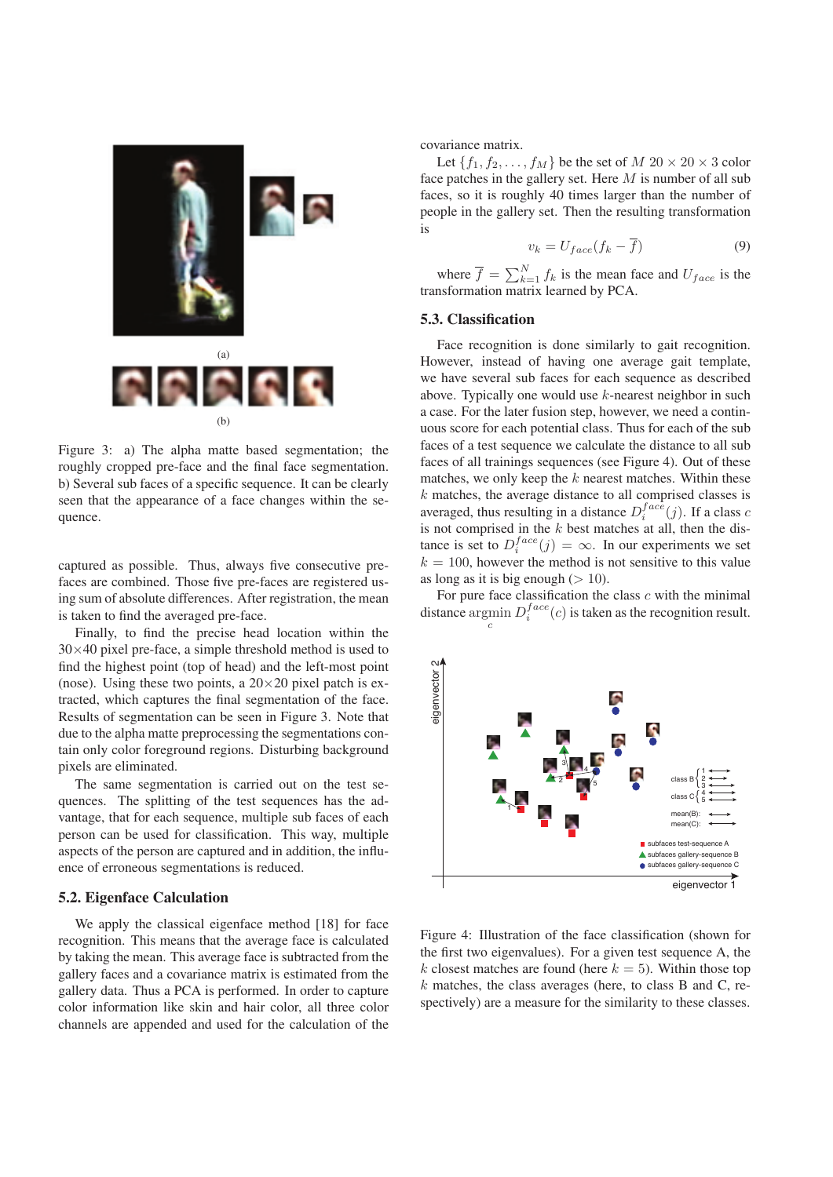Figure 3: a) The alpha matte based segmentation; the roughly cropped pre-face and the final face segmentation. b) Several sub faces of a specific sequence. It can be clearly seen that the appearance of a face changes within the sequence.

captured as possible. Thus, always five consecutive pre-faces are combined. Those five pre-faces are registered using sum of absolute differences. After registration, the mean is taken to find the averaged pre-face.

Finally, to find the precise head location within the $30 \times 40$ pixel pre-face, a simple threshold method is used to find the highest point (top of head) and the left-most point (nose). Using these two points, a $20 \times 20$ pixel patch is extracted, which captures the final segmentation of the face. Results of segmentation can be seen in Figure 3. Note that due to the alpha matte preprocessing the segmentations contain only color foreground regions. Disturbing background pixels are eliminated.

The same segmentation is carried out on the test sequences. The splitting of the test sequences has the advantage, that for each sequence, multiple sub faces of each person can be used for classification. This way, multiple aspects of the person are captured and in addition, the influence of erroneous segmentations is reduced.

### 5.2. Eigenface Calculation

We apply the classical eigenface method [18] for face recognition. This means that the average face is calculated by taking the mean. This average face is subtracted from the gallery faces and a covariance matrix is estimated from the gallery data. Thus a PCA is performed. In order to capture color information like skin and hair color, all three color channels are appended and used for the calculation of the covariance matrix.

Let $\{f_1, f_2, \ldots, f_M\}$ be the set of $M$ $20 \times 20 \times 3$ color face patches in the gallery set. Here $M$ is number of all sub faces, so it is roughly 40 times larger than the number of people in the gallery set. Then the resulting transformation is

$$v_k = U_{face}(f_k - \overline{f}) \tag{9}$$

where $\overline{f} = \sum_{k=1}^{N} f_k$ is the mean face and $U_{face}$ is the transformation matrix learned by PCA.

### 5.3. Classification

Face recognition is done similarly to gait recognition. However, instead of having one average gait template, we have several sub faces for each sequence as described above. Typically one would use $k$-nearest neighbor in such a case. For the later fusion step, however, we need a continuous score for each potential class. Thus for each of the sub faces of a test sequence we calculate the distance to all sub faces of all trainings sequences (see Figure 4). Out of these matches, we only keep the $k$ nearest matches. Within these $k$ matches, the average distance to all comprised classes is averaged, thus resulting in a distance $D_i^{face}(j)$. If a class $c$ is not comprised in the $k$ best matches at all, then the distance is set to $D_i^{face}(j) = \infty$. In our experiments we set $k = 100$, however the method is not sensitive to this value as long as it is big enough ($> 10$).

For pure face classification the class $c$ with the minimal distance $\operatorname{argmin}_c D_i^{face}(c)$ is taken as the recognition result.

Figure 4: Illustration of the face classification (shown for the first two eigenvalues). For a given test sequence A, the $k$ closest matches are found (here $k = 5$). Within those top $k$ matches, the class averages (here, to class B and C, respectively) are a measure for the similarity to these classes.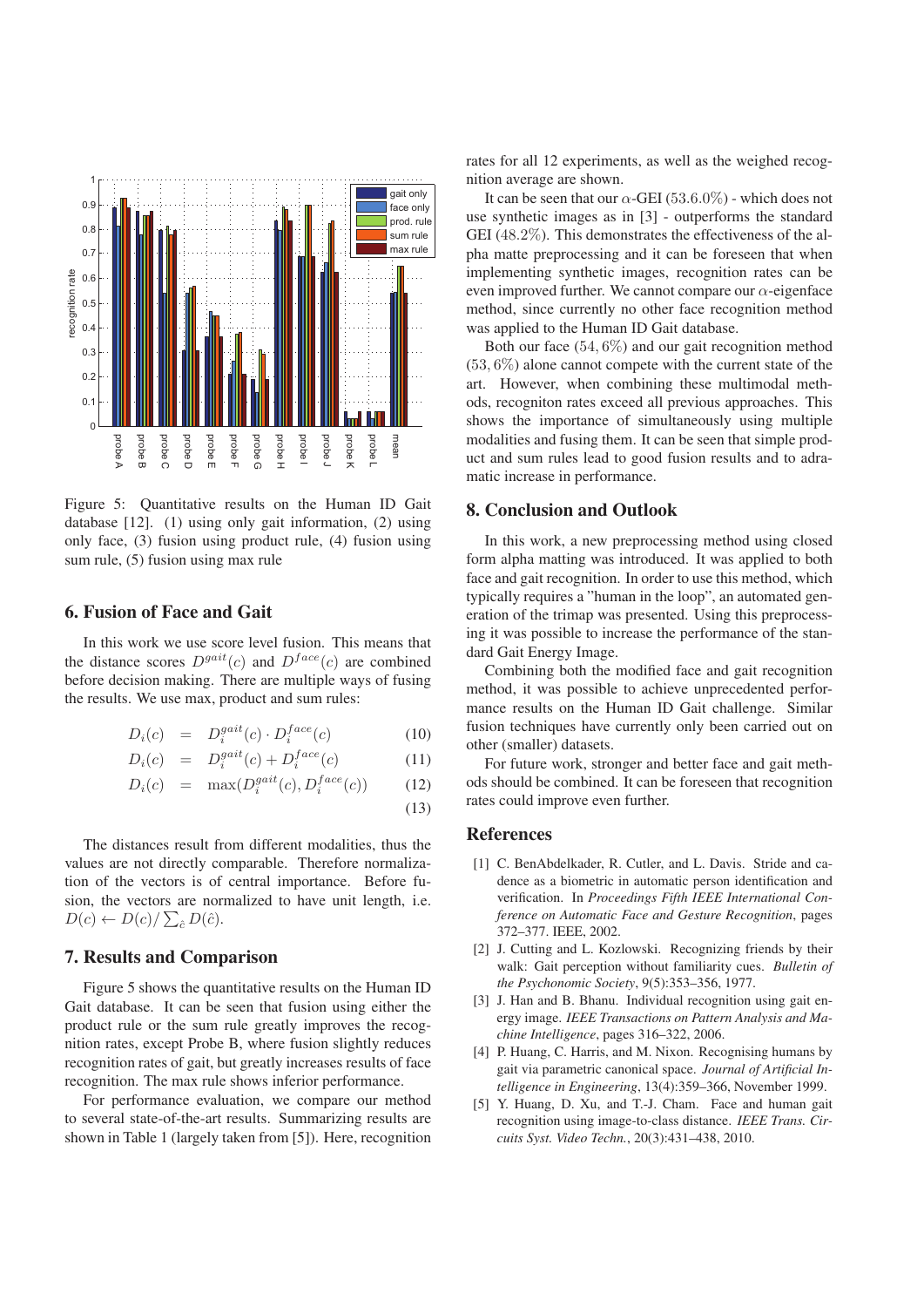Figure 5: Quantitative results on the Human ID Gait database [12]. (1) using only gait information, (2) using only face, (3) fusion using product rule, (4) fusion using sum rule, (5) fusion using max rule

## 6. Fusion of Face and Gait

In this work we use score level fusion. This means that the distance scores $D^{gait}(c)$ and $D^{face}(c)$ are combined before decision making. There are multiple ways of fusing the results. We use max, product and sum rules:

$$D_i(c) = D_i^{gait}(c) \cdot D_i^{face}(c) \tag{10}$$

$$D_i(c) = D_i^{gait}(c) + D_i^{face}(c) \tag{11}$$

$$D_i(c) = \max(D_i^{gait}(c), D_i^{face}(c)) \tag{12}$$

$$\tag{13}$$

The distances result from different modalities, thus the values are not directly comparable. Therefore normalization of the vectors is of central importance. Before fusion, the vectors are normalized to have unit length, i.e. $D(c) \leftarrow D(c)/\sum_{\hat{c}} D(\hat{c})$.

## 7. Results and Comparison

Figure 5 shows the quantitative results on the Human ID Gait database. It can be seen that fusion using either the product rule or the sum rule greatly improves the recognition rates, except Probe B, where fusion slightly reduces recognition rates of gait, but greatly increases results of face recognition. The max rule shows inferior performance.

For performance evaluation, we compare our method to several state-of-the-art results. Summarizing results are shown in Table 1 (largely taken from [5]). Here, recognition rates for all 12 experiments, as well as the weighed recognition average are shown.

It can be seen that our $\alpha$-GEI ($53.6.0\%$) - which does not use synthetic images as in [3] - outperforms the standard GEI ($48.2\%$). This demonstrates the effectiveness of the alpha matte preprocessing and it can be foreseen that when implementing synthetic images, recognition rates can be even improved further. We cannot compare our $\alpha$-eigenface method, since currently no other face recognition method was applied to the Human ID Gait database.

Both our face $(54, 6\%)$ and our gait recognition method $(53, 6\%)$ alone cannot compete with the current state of the art. However, when combining these multimodal methods, recogniton rates exceed all previous approaches. This shows the importance of simultaneously using multiple modalities and fusing them. It can be seen that simple product and sum rules lead to good fusion results and to adramatic increase in performance.

## 8. Conclusion and Outlook

In this work, a new preprocessing method using closed form alpha matting was introduced. It was applied to both face and gait recognition. In order to use this method, which typically requires a "human in the loop", an automated generation of the trimap was presented. Using this preprocessing it was possible to increase the performance of the standard Gait Energy Image.

Combining both the modified face and gait recognition method, it was possible to achieve unprecedented performance results on the Human ID Gait challenge. Similar fusion techniques have currently only been carried out on other (smaller) datasets.

For future work, stronger and better face and gait methods should be combined. It can be foreseen that recognition rates could improve even further.

## References

[1] C. BenAbdelkader, R. Cutler, and L. Davis. Stride and cadence as a biometric in automatic person identification and verification. In *Proceedings Fifth IEEE International Conference on Automatic Face and Gesture Recognition*, pages 372–377. IEEE, 2002.

[2] J. Cutting and L. Kozlowski. Recognizing friends by their walk: Gait perception without familiarity cues. *Bulletin of the Psychonomic Society*, 9(5):353–356, 1977.

[3] J. Han and B. Bhanu. Individual recognition using gait energy image. *IEEE Transactions on Pattern Analysis and Machine Intelligence*, pages 316–322, 2006.

[4] P. Huang, C. Harris, and M. Nixon. Recognising humans by gait via parametric canonical space. *Journal of Artificial Intelligence in Engineering*, 13(4):359–366, November 1999.

[5] Y. Huang, D. Xu, and T.-J. Cham. Face and human gait recognition using image-to-class distance. *IEEE Trans. Circuits Syst. Video Techn.*, 20(3):431–438, 2010.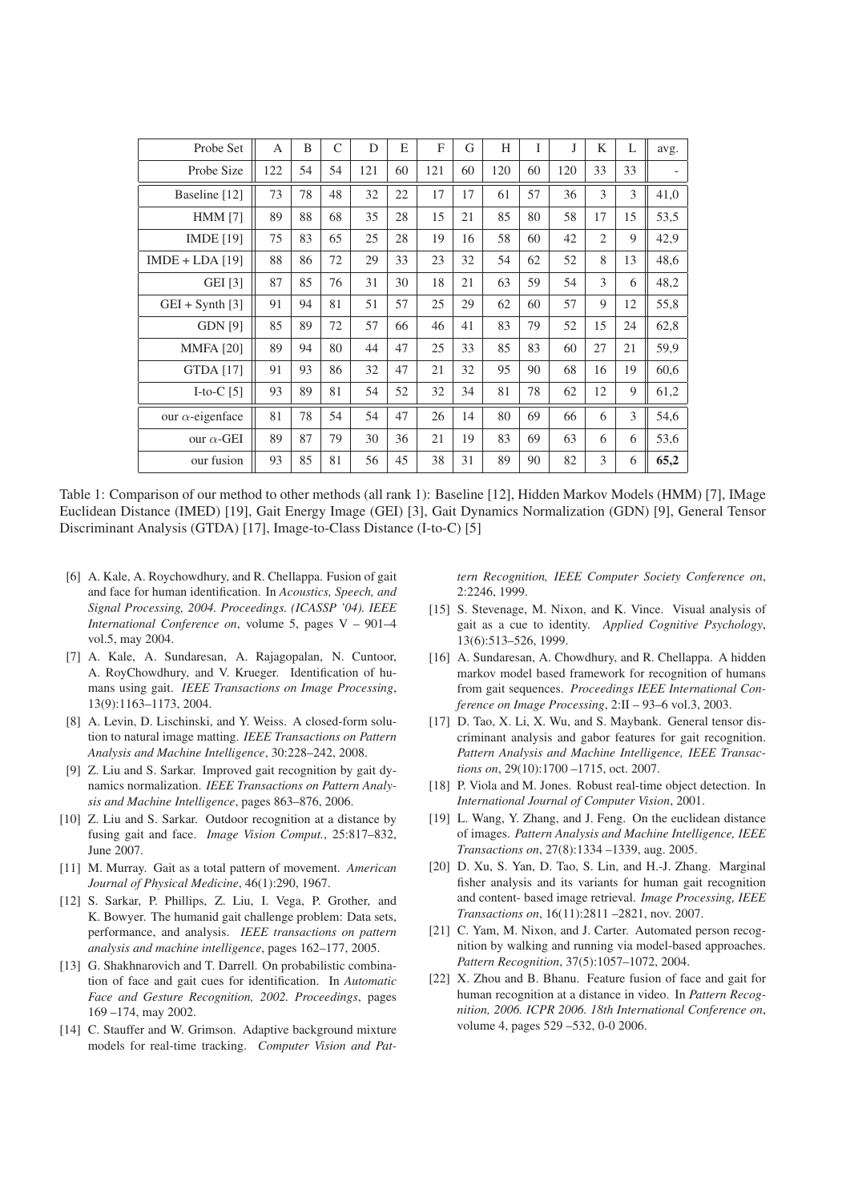| Probe Set | A | B | C | D | E | F | G | H | I | J | K | L | avg. |
|---|---|---|---|---|---|---|---|---|---|---|---|---|---|
| Probe Size | 122 | 54 | 54 | 121 | 60 | 121 | 60 | 120 | 60 | 120 | 33 | 33 | - |
| Baseline [12] | 73 | 78 | 48 | 32 | 22 | 17 | 17 | 61 | 57 | 36 | 3 | 3 | 41,0 |
| HMM [7] | 89 | 88 | 68 | 35 | 28 | 15 | 21 | 85 | 80 | 58 | 17 | 15 | 53,5 |
| IMDE [19] | 75 | 83 | 65 | 25 | 28 | 19 | 16 | 58 | 60 | 42 | 2 | 9 | 42,9 |
| IMDE + LDA [19] | 88 | 86 | 72 | 29 | 33 | 23 | 32 | 54 | 62 | 52 | 8 | 13 | 48,6 |
| GEI [3] | 87 | 85 | 76 | 31 | 30 | 18 | 21 | 63 | 59 | 54 | 3 | 6 | 48,2 |
| GEI + Synth [3] | 91 | 94 | 81 | 51 | 57 | 25 | 29 | 62 | 60 | 57 | 9 | 12 | 55,8 |
| GDN [9] | 85 | 89 | 72 | 57 | 66 | 46 | 41 | 83 | 79 | 52 | 15 | 24 | 62,8 |
| MMFA [20] | 89 | 94 | 80 | 44 | 47 | 25 | 33 | 85 | 83 | 60 | 27 | 21 | 59,9 |
| GTDA [17] | 91 | 93 | 86 | 32 | 47 | 21 | 32 | 95 | 90 | 68 | 16 | 19 | 60,6 |
| I-to-C [5] | 93 | 89 | 81 | 54 | 52 | 32 | 34 | 81 | 78 | 62 | 12 | 9 | 61,2 |
| our $\alpha$-eigenface | 81 | 78 | 54 | 54 | 47 | 26 | 14 | 80 | 69 | 66 | 6 | 3 | 54,6 |
| our $\alpha$-GEI | 89 | 87 | 79 | 30 | 36 | 21 | 19 | 83 | 69 | 63 | 6 | 6 | 53,6 |
| our fusion | 93 | 85 | 81 | 56 | 45 | 38 | 31 | 89 | 90 | 82 | 3 | 6 | **65,2** |

Table 1: Comparison of our method to other methods (all rank 1): Baseline [12], Hidden Markov Models (HMM) [7], IMage Euclidean Distance (IMED) [19], Gait Energy Image (GEI) [3], Gait Dynamics Normalization (GDN) [9], General Tensor Discriminant Analysis (GTDA) [17], Image-to-Class Distance (I-to-C) [5]

[6] A. Kale, A. Roychowdhury, and R. Chellappa. Fusion of gait and face for human identification. In *Acoustics, Speech, and Signal Processing, 2004. Proceedings. (ICASSP '04). IEEE International Conference on*, volume 5, pages V – 901–4 vol.5, may 2004.

[7] A. Kale, A. Sundaresan, A. Rajagopalan, N. Cuntoor, A. RoyChowdhury, and V. Krueger. Identification of humans using gait. *IEEE Transactions on Image Processing*, 13(9):1163–1173, 2004.

[8] A. Levin, D. Lischinski, and Y. Weiss. A closed-form solution to natural image matting. *IEEE Transactions on Pattern Analysis and Machine Intelligence*, 30:228–242, 2008.

[9] Z. Liu and S. Sarkar. Improved gait recognition by gait dynamics normalization. *IEEE Transactions on Pattern Analysis and Machine Intelligence*, pages 863–876, 2006.

[10] Z. Liu and S. Sarkar. Outdoor recognition at a distance by fusing gait and face. *Image Vision Comput.*, 25:817–832, June 2007.

[11] M. Murray. Gait as a total pattern of movement. *American Journal of Physical Medicine*, 46(1):290, 1967.

[12] S. Sarkar, P. Phillips, Z. Liu, I. Vega, P. Grother, and K. Bowyer. The humanid gait challenge problem: Data sets, performance, and analysis. *IEEE transactions on pattern analysis and machine intelligence*, pages 162–177, 2005.

[13] G. Shakhnarovich and T. Darrell. On probabilistic combination of face and gait cues for identification. In *Automatic Face and Gesture Recognition, 2002. Proceedings*, pages 169 –174, may 2002.

[14] C. Stauffer and W. Grimson. Adaptive background mixture models for real-time tracking. *Computer Vision and Pattern Recognition, IEEE Computer Society Conference on*, 2:2246, 1999.

[15] S. Stevenage, M. Nixon, and K. Vince. Visual analysis of gait as a cue to identity. *Applied Cognitive Psychology*, 13(6):513–526, 1999.

[16] A. Sundaresan, A. Chowdhury, and R. Chellappa. A hidden markov model based framework for recognition of humans from gait sequences. *Proceedings IEEE International Conference on Image Processing*, 2:II – 93–6 vol.3, 2003.

[17] D. Tao, X. Li, X. Wu, and S. Maybank. General tensor discriminant analysis and gabor features for gait recognition. *Pattern Analysis and Machine Intelligence, IEEE Transactions on*, 29(10):1700 –1715, oct. 2007.

[18] P. Viola and M. Jones. Robust real-time object detection. In *International Journal of Computer Vision*, 2001.

[19] L. Wang, Y. Zhang, and J. Feng. On the euclidean distance of images. *Pattern Analysis and Machine Intelligence, IEEE Transactions on*, 27(8):1334 –1339, aug. 2005.

[20] D. Xu, S. Yan, D. Tao, S. Lin, and H.-J. Zhang. Marginal fisher analysis and its variants for human gait recognition and content- based image retrieval. *Image Processing, IEEE Transactions on*, 16(11):2811 –2821, nov. 2007.

[21] C. Yam, M. Nixon, and J. Carter. Automated person recognition by walking and running via model-based approaches. *Pattern Recognition*, 37(5):1057–1072, 2004.

[22] X. Zhou and B. Bhanu. Feature fusion of face and gait for human recognition at a distance in video. In *Pattern Recognition, 2006. ICPR 2006. 18th International Conference on*, volume 4, pages 529 –532, 0-0 2006.